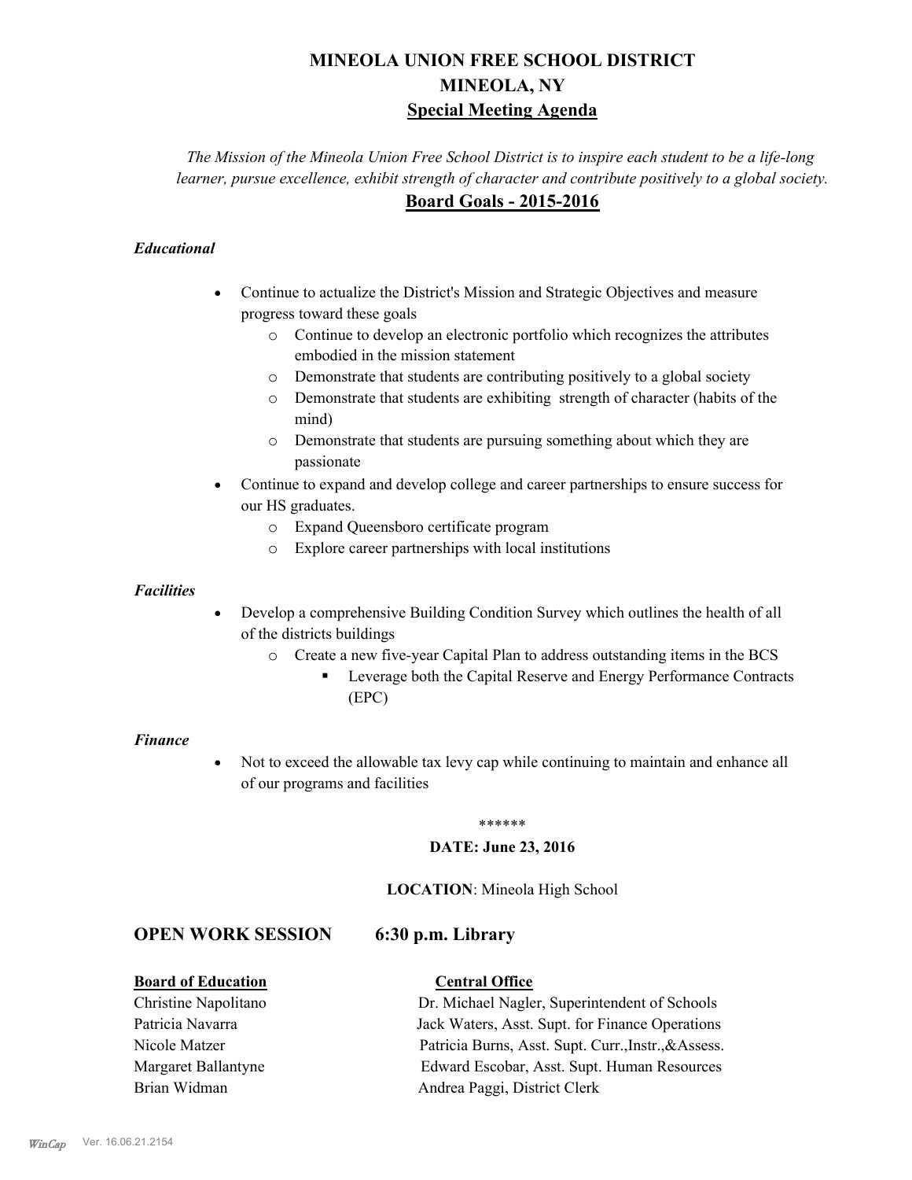# MINEOLA UNION FREE SCHOOL DISTRICT
# MINEOLA, NY
## Special Meeting Agenda

*The Mission of the Mineola Union Free School District is to inspire each student to be a life-long learner, pursue excellence, exhibit strength of character and contribute positively to a global society.*

## Board Goals - 2015-2016

### *Educational*

- Continue to actualize the District's Mission and Strategic Objectives and measure progress toward these goals
  - Continue to develop an electronic portfolio which recognizes the attributes embodied in the mission statement
  - Demonstrate that students are contributing positively to a global society
  - Demonstrate that students are exhibiting strength of character (habits of the mind)
  - Demonstrate that students are pursuing something about which they are passionate
- Continue to expand and develop college and career partnerships to ensure success for our HS graduates.
  - Expand Queensboro certificate program
  - Explore career partnerships with local institutions

### *Facilities*

- Develop a comprehensive Building Condition Survey which outlines the health of all of the districts buildings
  - Create a new five-year Capital Plan to address outstanding items in the BCS
    - Leverage both the Capital Reserve and Energy Performance Contracts (EPC)

### *Finance*

- Not to exceed the allowable tax levy cap while continuing to maintain and enhance all of our programs and facilities

******

**DATE: June 23, 2016**

**LOCATION**: Mineola High School

## OPEN WORK SESSION 6:30 p.m. Library

| **Board of Education** | **Central Office** |
|---|---|
| Christine Napolitano | Dr. Michael Nagler, Superintendent of Schools |
| Patricia Navarra | Jack Waters, Asst. Supt. for Finance Operations |
| Nicole Matzer | Patricia Burns, Asst. Supt. Curr.,Instr.,&Assess. |
| Margaret Ballantyne | Edward Escobar, Asst. Supt. Human Resources |
| Brian Widman | Andrea Paggi, District Clerk |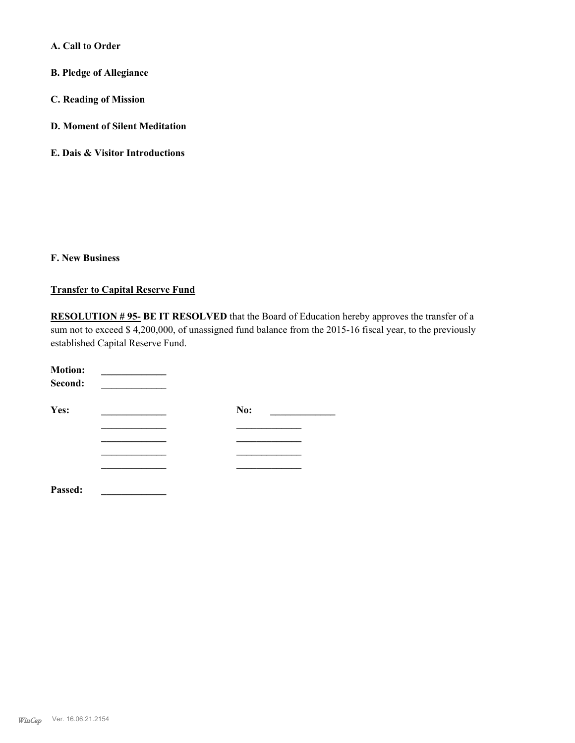**A. Call to Order**

**B. Pledge of Allegiance**

**C. Reading of Mission**

**D. Moment of Silent Meditation**

**E. Dais & Visitor Introductions**

**F. New Business**

**<u>Transfer to Capital Reserve Fund</u>**

**<u>RESOLUTION # 95-</u> BE IT RESOLVED** that the Board of Education hereby approves the transfer of a sum not to exceed $ 4,200,000, of unassigned fund balance from the 2015-16 fiscal year, to the previously established Capital Reserve Fund.

**Motion:** _____________
**Second:** _____________

**Yes:** _____________ **No:** _____________
_____________ _____________
_____________ _____________
_____________ _____________
_____________ _____________

**Passed:** _____________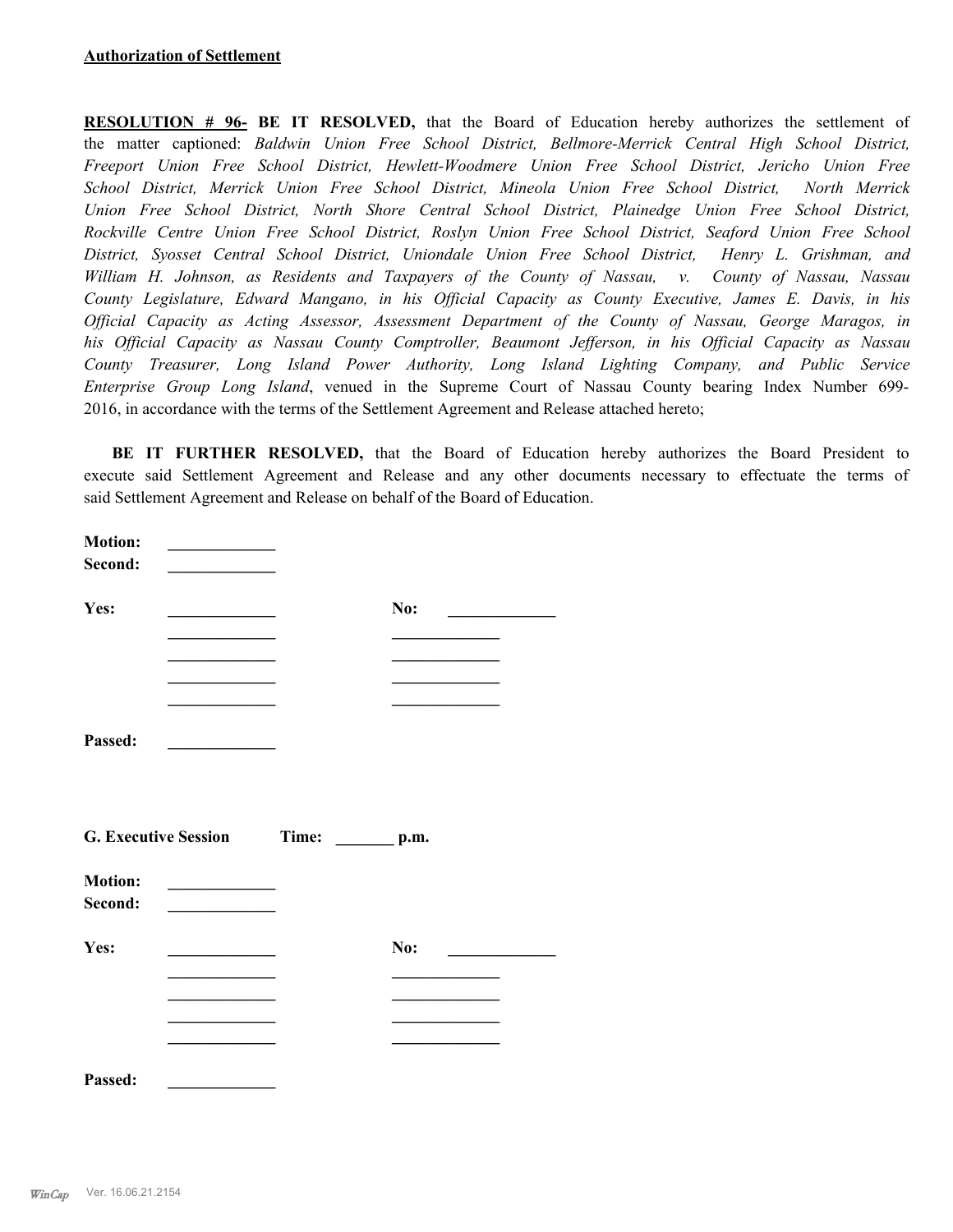**Authorization of Settlement**

**RESOLUTION # 96- BE IT RESOLVED,** that the Board of Education hereby authorizes the settlement of the matter captioned: *Baldwin Union Free School District, Bellmore-Merrick Central High School District, Freeport Union Free School District, Hewlett-Woodmere Union Free School District, Jericho Union Free School District, Merrick Union Free School District, Mineola Union Free School District, North Merrick Union Free School District, North Shore Central School District, Plainedge Union Free School District, Rockville Centre Union Free School District, Roslyn Union Free School District, Seaford Union Free School District, Syosset Central School District, Uniondale Union Free School District, Henry L. Grishman, and William H. Johnson, as Residents and Taxpayers of the County of Nassau, v. County of Nassau, Nassau County Legislature, Edward Mangano, in his Official Capacity as County Executive, James E. Davis, in his Official Capacity as Acting Assessor, Assessment Department of the County of Nassau, George Maragos, in his Official Capacity as Nassau County Comptroller, Beaumont Jefferson, in his Official Capacity as Nassau County Treasurer, Long Island Power Authority, Long Island Lighting Company, and Public Service Enterprise Group Long Island*, venued in the Supreme Court of Nassau County bearing Index Number 699-2016, in accordance with the terms of the Settlement Agreement and Release attached hereto;

**BE IT FURTHER RESOLVED,** that the Board of Education hereby authorizes the Board President to execute said Settlement Agreement and Release and any other documents necessary to effectuate the terms of said Settlement Agreement and Release on behalf of the Board of Education.

**Motion:** _____________
**Second:** _____________

**Yes:** _____________ **No:** _____________
_____________ _____________
_____________ _____________
_____________ _____________
_____________ _____________

**Passed:** _____________

**G. Executive Session** **Time: _______ p.m.**

**Motion:** _____________
**Second:** _____________

**Yes:** _____________ **No:** _____________
_____________ _____________
_____________ _____________
_____________ _____________
_____________ _____________

**Passed:** _____________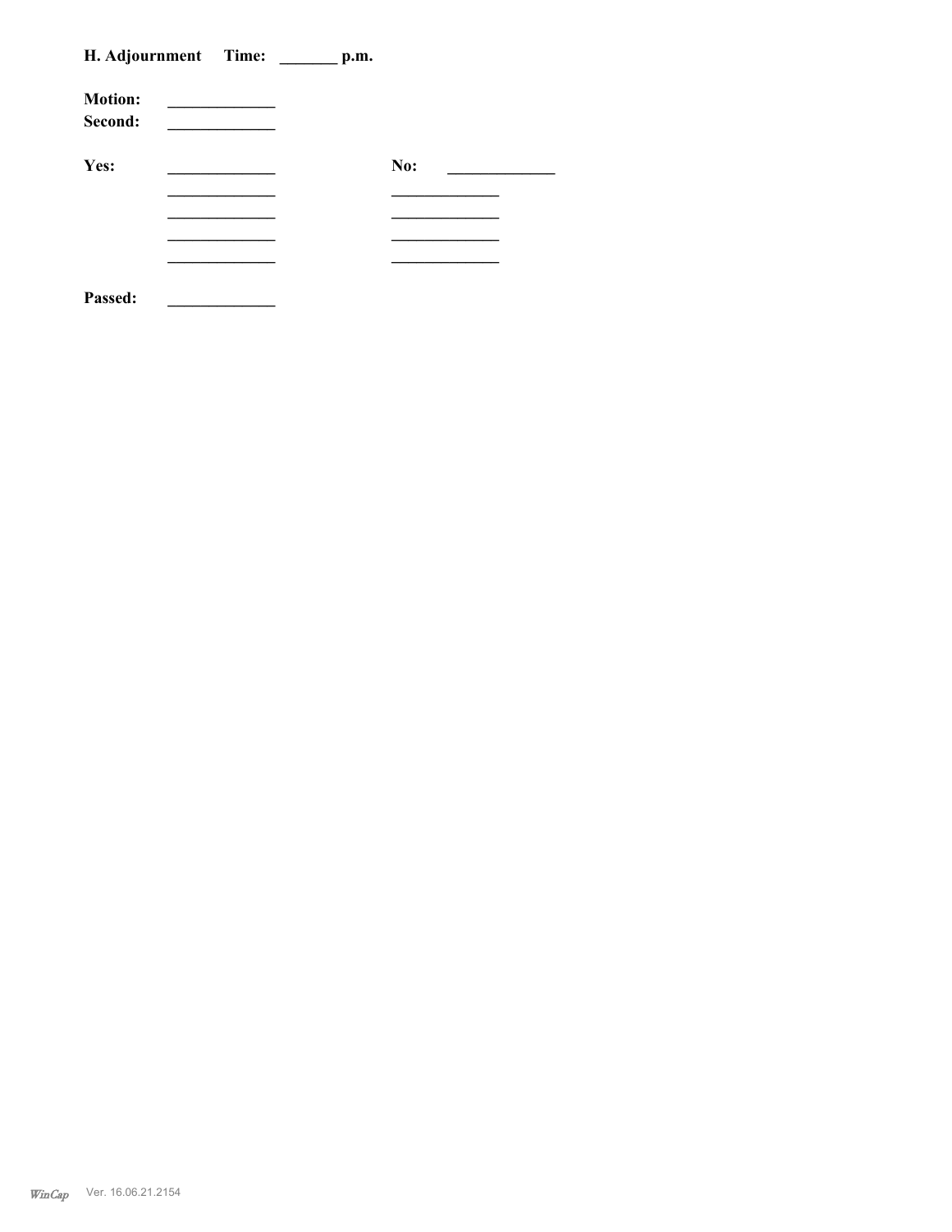**H. Adjournment Time: _______ p.m.**

**Motion:** _____________
**Second:** _____________

| | | | |
|---|---|---|---|
| **Yes:** | _____________ | **No:** | _____________ |
| | _____________ | | _____________ |
| | _____________ | | _____________ |
| | _____________ | | _____________ |
| | _____________ | | _____________ |

**Passed:** _____________